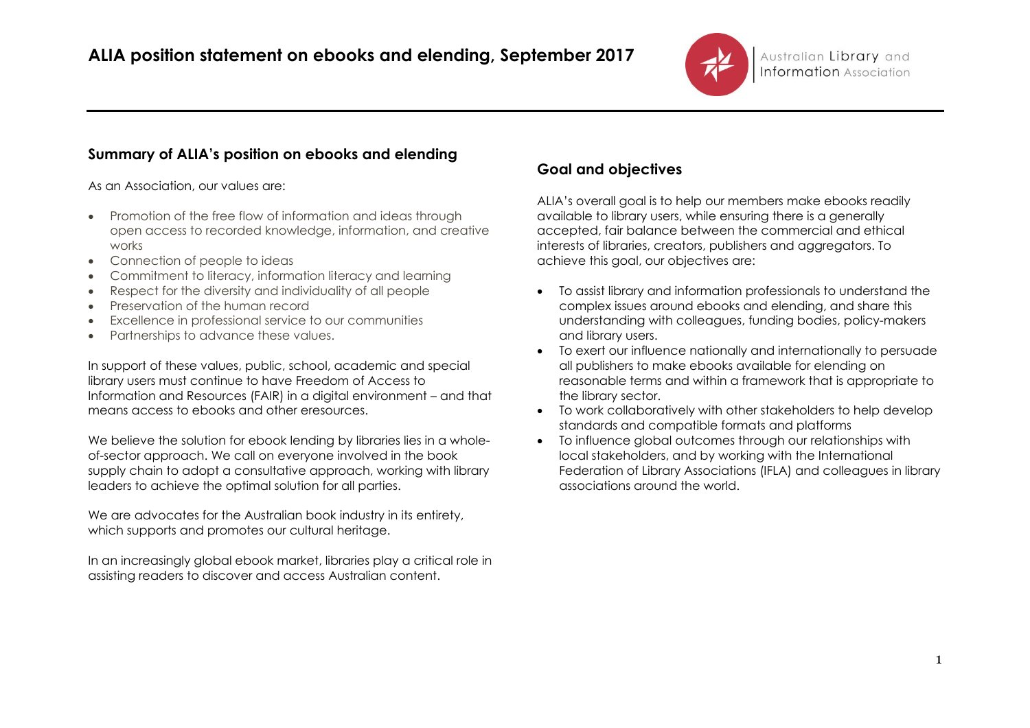# ALIA position statement on ebooks and elending, September 2017

## Summary of ALIA's position on ebooks and elending

As an Association, our values are:

- Promotion of the free flow of information and ideas through open access to recorded knowledge, information, and creative works
- Connection of people to ideas
- Commitment to literacy, information literacy and learning
- Respect for the diversity and individuality of all people
- Preservation of the human record
- Excellence in professional service to our communities
- Partnerships to advance these values.

In support of these values, public, school, academic and special library users must continue to have Freedom of Access to Information and Resources (FAIR) in a digital environment – and that means access to ebooks and other eresources.

We believe the solution for ebook lending by libraries lies in a whole-of-sector approach. We call on everyone involved in the book supply chain to adopt a consultative approach, working with library leaders to achieve the optimal solution for all parties.

We are advocates for the Australian book industry in its entirety, which supports and promotes our cultural heritage.

In an increasingly global ebook market, libraries play a critical role in assisting readers to discover and access Australian content.

## Goal and objectives

ALIA's overall goal is to help our members make ebooks readily available to library users, while ensuring there is a generally accepted, fair balance between the commercial and ethical interests of libraries, creators, publishers and aggregators. To achieve this goal, our objectives are:

- To assist library and information professionals to understand the complex issues around ebooks and elending, and share this understanding with colleagues, funding bodies, policy-makers and library users.
- To exert our influence nationally and internationally to persuade all publishers to make ebooks available for elending on reasonable terms and within a framework that is appropriate to the library sector.
- To work collaboratively with other stakeholders to help develop standards and compatible formats and platforms
- To influence global outcomes through our relationships with local stakeholders, and by working with the International Federation of Library Associations (IFLA) and colleagues in library associations around the world.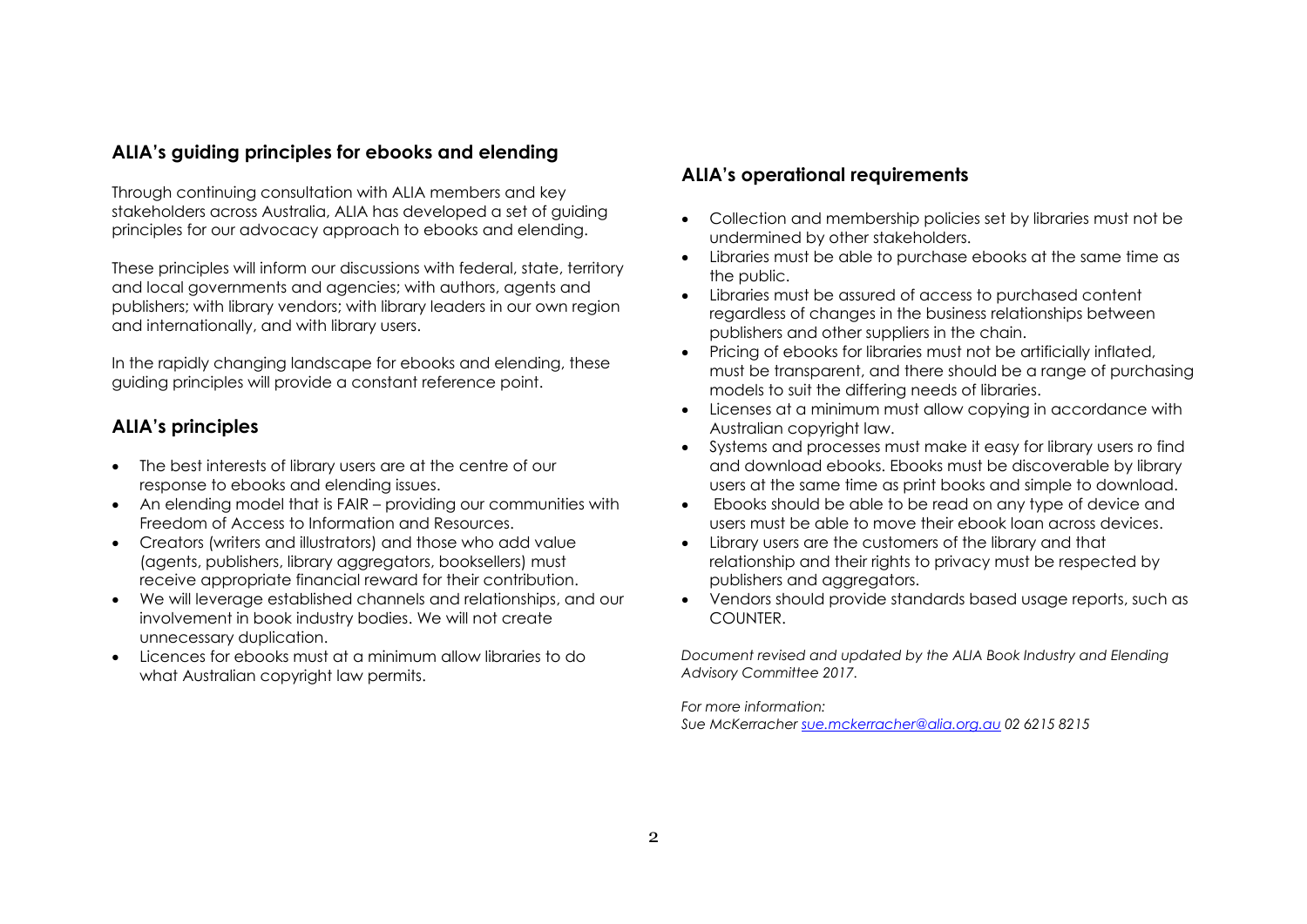## ALIA's guiding principles for ebooks and elending

Through continuing consultation with ALIA members and key stakeholders across Australia, ALIA has developed a set of guiding principles for our advocacy approach to ebooks and elending.

These principles will inform our discussions with federal, state, territory and local governments and agencies; with authors, agents and publishers; with library vendors; with library leaders in our own region and internationally, and with library users.

In the rapidly changing landscape for ebooks and elending, these guiding principles will provide a constant reference point.

## ALIA's principles

- The best interests of library users are at the centre of our response to ebooks and elending issues.
- An elending model that is FAIR – providing our communities with Freedom of Access to Information and Resources.
- Creators (writers and illustrators) and those who add value (agents, publishers, library aggregators, booksellers) must receive appropriate financial reward for their contribution.
- We will leverage established channels and relationships, and our involvement in book industry bodies. We will not create unnecessary duplication.
- Licences for ebooks must at a minimum allow libraries to do what Australian copyright law permits.

## ALIA's operational requirements

- Collection and membership policies set by libraries must not be undermined by other stakeholders.
- Libraries must be able to purchase ebooks at the same time as the public.
- Libraries must be assured of access to purchased content regardless of changes in the business relationships between publishers and other suppliers in the chain.
- Pricing of ebooks for libraries must not be artificially inflated, must be transparent, and there should be a range of purchasing models to suit the differing needs of libraries.
- Licenses at a minimum must allow copying in accordance with Australian copyright law.
- Systems and processes must make it easy for library users ro find and download ebooks. Ebooks must be discoverable by library users at the same time as print books and simple to download.
- Ebooks should be able to be read on any type of device and users must be able to move their ebook loan across devices.
- Library users are the customers of the library and that relationship and their rights to privacy must be respected by publishers and aggregators.
- Vendors should provide standards based usage reports, such as COUNTER.

*Document revised and updated by the ALIA Book Industry and Elending Advisory Committee 2017.*

*For more information:*
*Sue McKerracher [sue.mckerracher@alia.org.au](mailto:sue.mckerracher@alia.org.au) 02 6215 8215*